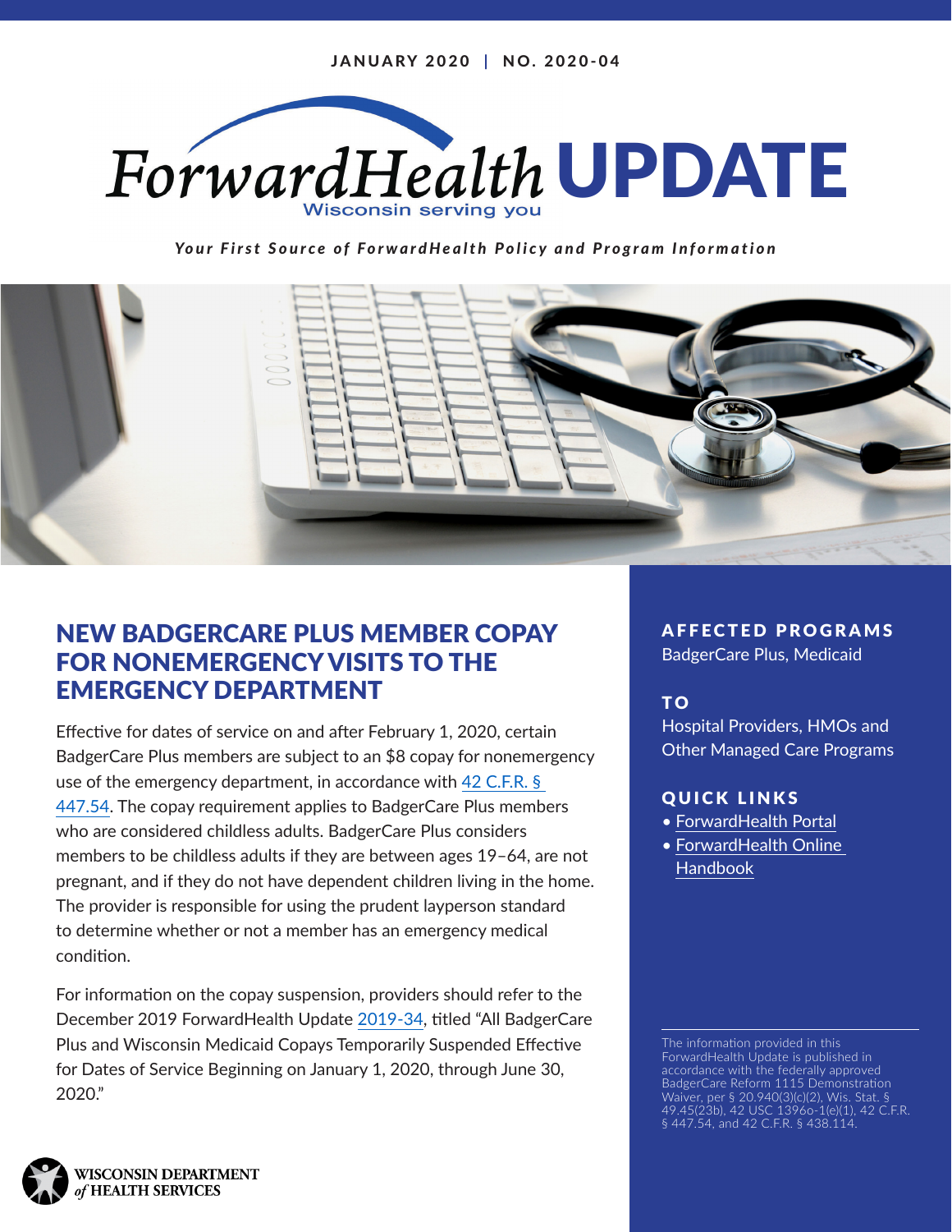JANUARY 2020 | NO. 2020-04

# ForwardHealth UPDATE

Wisconsin serving you

*Your First Source of ForwardHealth Policy and Program Information*

## NEW BADGERCARE PLUS MEMBER COPAY FOR NONEMERGENCY VISITS TO THE EMERGENCY DEPARTMENT

Effective for dates of service on and after February 1, 2020, certain BadgerCare Plus members are subject to an $8 copay for nonemergency use of the emergency department, in accordance with 42 C.F.R. § 447.54. The copay requirement applies to BadgerCare Plus members who are considered childless adults. BadgerCare Plus considers members to be childless adults if they are between ages 19–64, are not pregnant, and if they do not have dependent children living in the home. The provider is responsible for using the prudent layperson standard to determine whether or not a member has an emergency medical condition.

For information on the copay suspension, providers should refer to the December 2019 ForwardHealth Update 2019-34, titled "All BadgerCare Plus and Wisconsin Medicaid Copays Temporarily Suspended Effective for Dates of Service Beginning on January 1, 2020, through June 30, 2020."

**AFFECTED PROGRAMS**

BadgerCare Plus, Medicaid

**TO**

Hospital Providers, HMOs and Other Managed Care Programs

**QUICK LINKS**

- ForwardHealth Portal
- ForwardHealth Online Handbook

The information provided in this ForwardHealth Update is published in accordance with the federally approved BadgerCare Reform 1115 Demonstration Waiver, per § 20.940(3)(c)(2), Wis. Stat. § 49.45(23b), 42 USC 1396o-1(e)(1), 42 C.F.R. § 447.54, and 42 C.F.R. § 438.114.

WISCONSIN DEPARTMENT of HEALTH SERVICES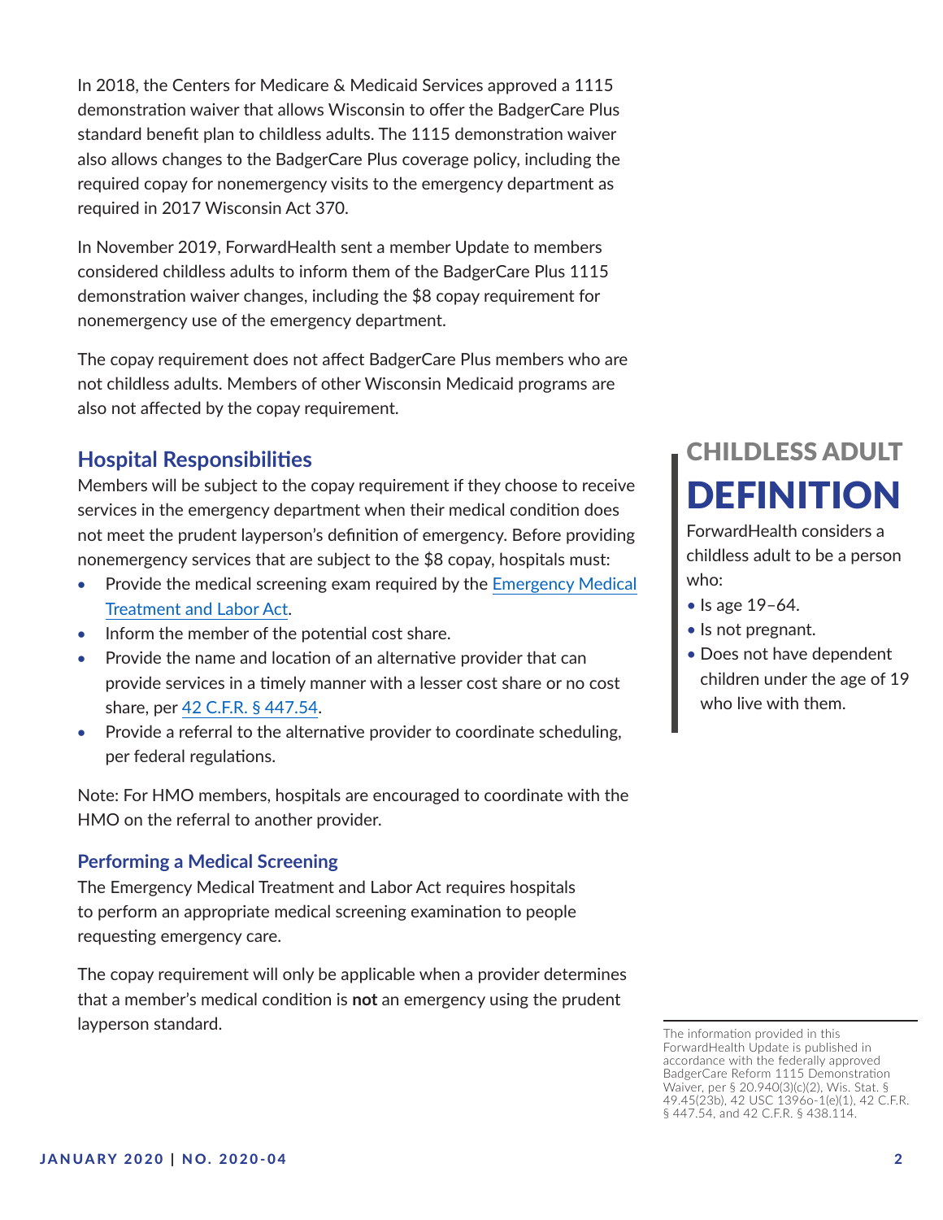In 2018, the Centers for Medicare & Medicaid Services approved a 1115 demonstration waiver that allows Wisconsin to offer the BadgerCare Plus standard benefit plan to childless adults. The 1115 demonstration waiver also allows changes to the BadgerCare Plus coverage policy, including the required copay for nonemergency visits to the emergency department as required in 2017 Wisconsin Act 370.

In November 2019, ForwardHealth sent a member Update to members considered childless adults to inform them of the BadgerCare Plus 1115 demonstration waiver changes, including the $8 copay requirement for nonemergency use of the emergency department.

The copay requirement does not affect BadgerCare Plus members who are not childless adults. Members of other Wisconsin Medicaid programs are also not affected by the copay requirement.

## Hospital Responsibilities

Members will be subject to the copay requirement if they choose to receive services in the emergency department when their medical condition does not meet the prudent layperson's definition of emergency. Before providing nonemergency services that are subject to the $8 copay, hospitals must:

- Provide the medical screening exam required by the Emergency Medical Treatment and Labor Act.
- Inform the member of the potential cost share.
- Provide the name and location of an alternative provider that can provide services in a timely manner with a lesser cost share or no cost share, per 42 C.F.R. § 447.54.
- Provide a referral to the alternative provider to coordinate scheduling, per federal regulations.

Note: For HMO members, hospitals are encouraged to coordinate with the HMO on the referral to another provider.

### Performing a Medical Screening

The Emergency Medical Treatment and Labor Act requires hospitals to perform an appropriate medical screening examination to people requesting emergency care.

The copay requirement will only be applicable when a provider determines that a member's medical condition is **not** an emergency using the prudent layperson standard.

## CHILDLESS ADULT DEFINITION

ForwardHealth considers a childless adult to be a person who:

- Is age 19–64.
- Is not pregnant.
- Does not have dependent children under the age of 19 who live with them.

The information provided in this ForwardHealth Update is published in accordance with the federally approved BadgerCare Reform 1115 Demonstration Waiver, per § 20.940(3)(c)(2), Wis. Stat. § 49.45(23b), 42 USC 1396o-1(e)(1), 42 C.F.R. § 447.54, and 42 C.F.R. § 438.114.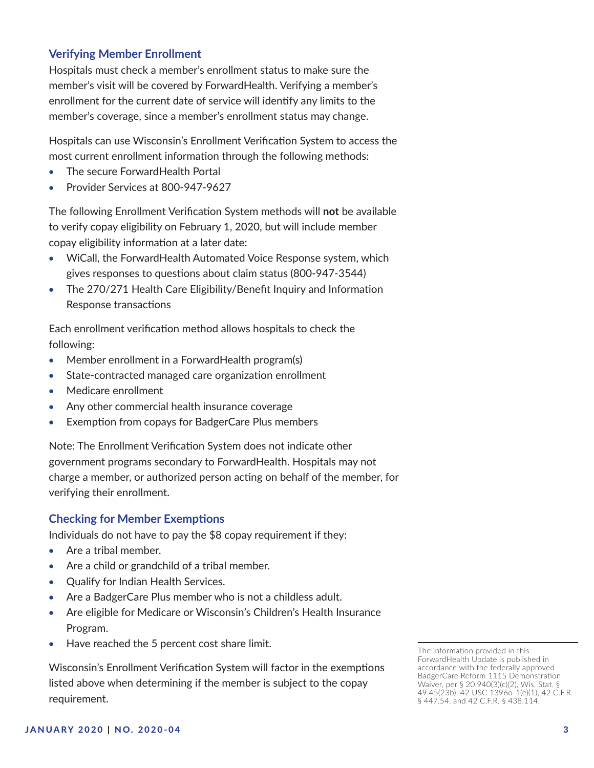## Verifying Member Enrollment

Hospitals must check a member's enrollment status to make sure the member's visit will be covered by ForwardHealth. Verifying a member's enrollment for the current date of service will identify any limits to the member's coverage, since a member's enrollment status may change.

Hospitals can use Wisconsin's Enrollment Verification System to access the most current enrollment information through the following methods:

- The secure ForwardHealth Portal
- Provider Services at 800-947-9627

The following Enrollment Verification System methods will **not** be available to verify copay eligibility on February 1, 2020, but will include member copay eligibility information at a later date:

- WiCall, the ForwardHealth Automated Voice Response system, which gives responses to questions about claim status (800-947-3544)
- The 270/271 Health Care Eligibility/Benefit Inquiry and Information Response transactions

Each enrollment verification method allows hospitals to check the following:

- Member enrollment in a ForwardHealth program(s)
- State-contracted managed care organization enrollment
- Medicare enrollment
- Any other commercial health insurance coverage
- Exemption from copays for BadgerCare Plus members

Note: The Enrollment Verification System does not indicate other government programs secondary to ForwardHealth. Hospitals may not charge a member, or authorized person acting on behalf of the member, for verifying their enrollment.

## Checking for Member Exemptions

Individuals do not have to pay the $8 copay requirement if they:

- Are a tribal member.
- Are a child or grandchild of a tribal member.
- Qualify for Indian Health Services.
- Are a BadgerCare Plus member who is not a childless adult.
- Are eligible for Medicare or Wisconsin's Children's Health Insurance Program.
- Have reached the 5 percent cost share limit.

Wisconsin's Enrollment Verification System will factor in the exemptions listed above when determining if the member is subject to the copay requirement.

The information provided in this ForwardHealth Update is published in accordance with the federally approved BadgerCare Reform 1115 Demonstration Waiver, per § 20.940(3)(c)(2), Wis. Stat. § 49.45(23b), 42 USC 1396o-1(e)(1), 42 C.F.R. § 447.54, and 42 C.F.R. § 438.114.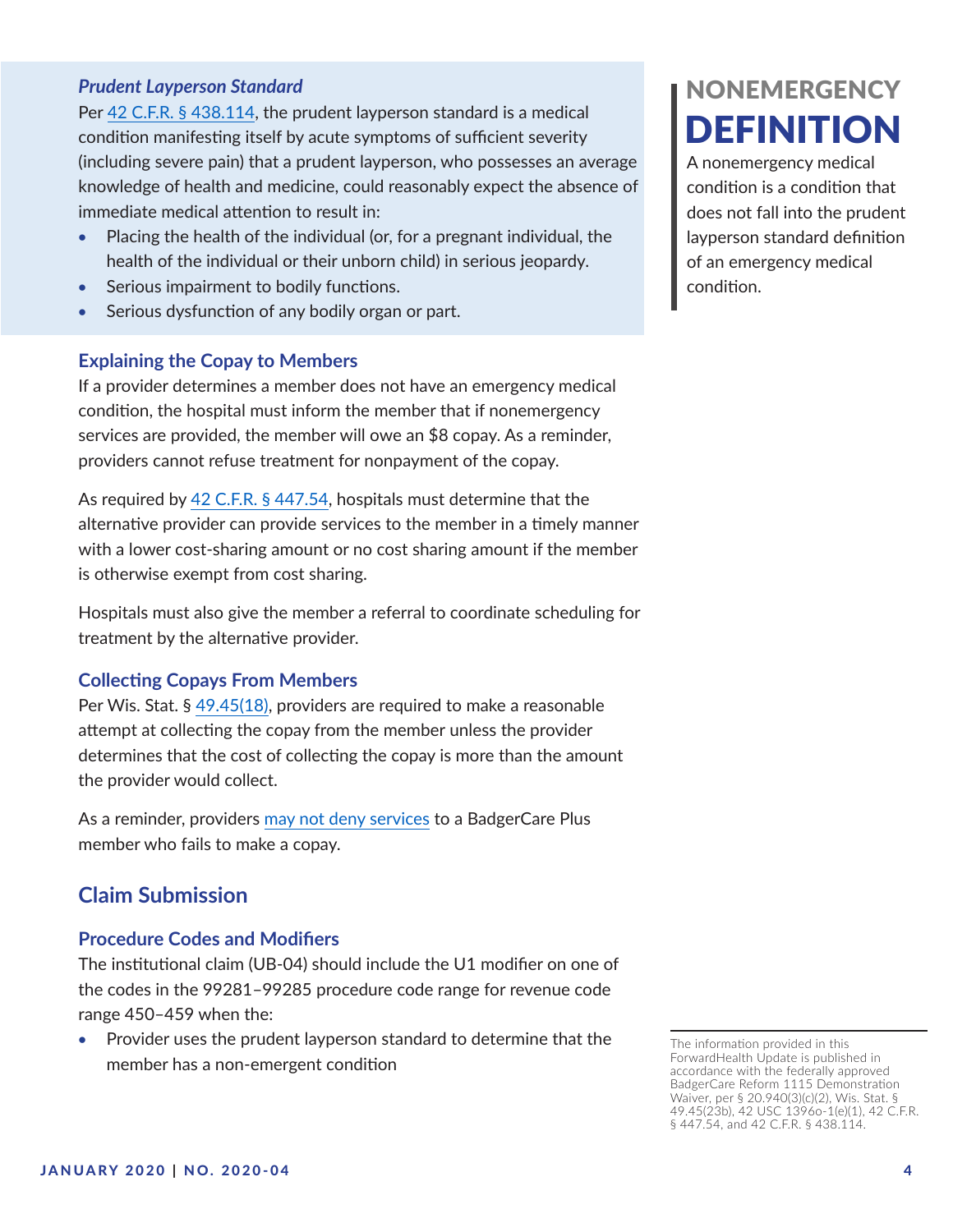*Prudent Layperson Standard*

Per 42 C.F.R. § 438.114, the prudent layperson standard is a medical condition manifesting itself by acute symptoms of sufficient severity (including severe pain) that a prudent layperson, who possesses an average knowledge of health and medicine, could reasonably expect the absence of immediate medical attention to result in:

- Placing the health of the individual (or, for a pregnant individual, the health of the individual or their unborn child) in serious jeopardy.
- Serious impairment to bodily functions.
- Serious dysfunction of any bodily organ or part.

### Explaining the Copay to Members

If a provider determines a member does not have an emergency medical condition, the hospital must inform the member that if nonemergency services are provided, the member will owe an $8 copay. As a reminder, providers cannot refuse treatment for nonpayment of the copay.

As required by 42 C.F.R. § 447.54, hospitals must determine that the alternative provider can provide services to the member in a timely manner with a lower cost-sharing amount or no cost sharing amount if the member is otherwise exempt from cost sharing.

Hospitals must also give the member a referral to coordinate scheduling for treatment by the alternative provider.

### Collecting Copays From Members

Per Wis. Stat. § 49.45(18), providers are required to make a reasonable attempt at collecting the copay from the member unless the provider determines that the cost of collecting the copay is more than the amount the provider would collect.

As a reminder, providers may not deny services to a BadgerCare Plus member who fails to make a copay.

## Claim Submission

### Procedure Codes and Modifiers

The institutional claim (UB-04) should include the U1 modifier on one of the codes in the 99281–99285 procedure code range for revenue code range 450–459 when the:

- Provider uses the prudent layperson standard to determine that the member has a non-emergent condition

## NONEMERGENCY DEFINITION

A nonemergency medical condition is a condition that does not fall into the prudent layperson standard definition of an emergency medical condition.

The information provided in this ForwardHealth Update is published in accordance with the federally approved BadgerCare Reform 1115 Demonstration Waiver, per § 20.940(3)(c)(2), Wis. Stat. § 49.45(23b), 42 USC 1396o-1(e)(1), 42 C.F.R. § 447.54, and 42 C.F.R. § 438.114.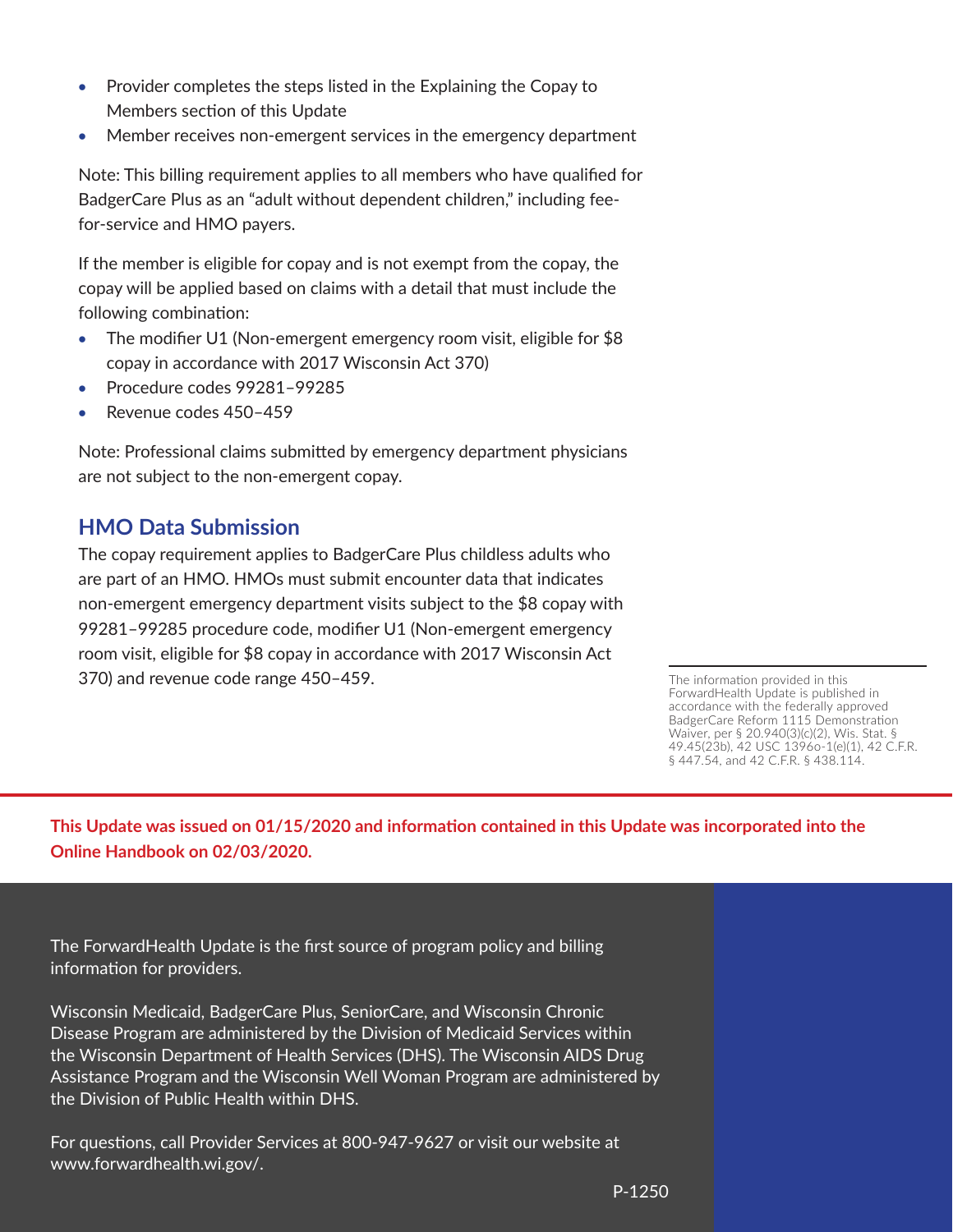- Provider completes the steps listed in the Explaining the Copay to Members section of this Update
- Member receives non-emergent services in the emergency department

Note: This billing requirement applies to all members who have qualified for BadgerCare Plus as an "adult without dependent children," including fee-for-service and HMO payers.

If the member is eligible for copay and is not exempt from the copay, the copay will be applied based on claims with a detail that must include the following combination:

- The modifier U1 (Non-emergent emergency room visit, eligible for $8 copay in accordance with 2017 Wisconsin Act 370)
- Procedure codes 99281–99285
- Revenue codes 450–459

Note: Professional claims submitted by emergency department physicians are not subject to the non-emergent copay.

## HMO Data Submission

The copay requirement applies to BadgerCare Plus childless adults who are part of an HMO. HMOs must submit encounter data that indicates non-emergent emergency department visits subject to the $8 copay with 99281–99285 procedure code, modifier U1 (Non-emergent emergency room visit, eligible for $8 copay in accordance with 2017 Wisconsin Act 370) and revenue code range 450–459.

The information provided in this ForwardHealth Update is published in accordance with the federally approved BadgerCare Reform 1115 Demonstration Waiver, per § 20.940(3)(c)(2), Wis. Stat. § 49.45(23b), 42 USC 1396o-1(e)(1), 42 C.F.R. § 447.54, and 42 C.F.R. § 438.114.

**This Update was issued on 01/15/2020 and information contained in this Update was incorporated into the Online Handbook on 02/03/2020.**

The ForwardHealth Update is the first source of program policy and billing information for providers.

Wisconsin Medicaid, BadgerCare Plus, SeniorCare, and Wisconsin Chronic Disease Program are administered by the Division of Medicaid Services within the Wisconsin Department of Health Services (DHS). The Wisconsin AIDS Drug Assistance Program and the Wisconsin Well Woman Program are administered by the Division of Public Health within DHS.

For questions, call Provider Services at 800-947-9627 or visit our website at www.forwardhealth.wi.gov/.

P-1250